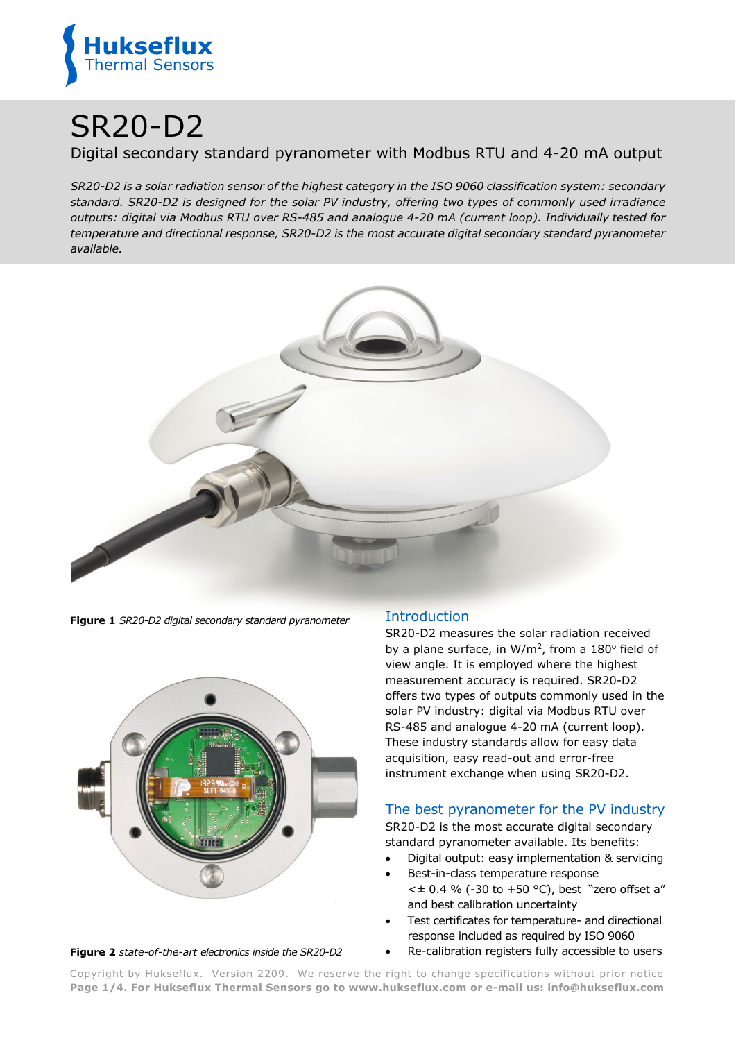Hukseflux
Thermal Sensors

# SR20-D2

## Digital secondary standard pyranometer with Modbus RTU and 4-20 mA output

*SR20-D2 is a solar radiation sensor of the highest category in the ISO 9060 classification system: secondary standard. SR20-D2 is designed for the solar PV industry, offering two types of commonly used irradiance outputs: digital via Modbus RTU over RS-485 and analogue 4-20 mA (current loop). Individually tested for temperature and directional response, SR20-D2 is the most accurate digital secondary standard pyranometer available.*

**Figure 1** *SR20-D2 digital secondary standard pyranometer*

**Figure 2** *state-of-the-art electronics inside the SR20-D2*

## Introduction

SR20-D2 measures the solar radiation received by a plane surface, in W/m$^2$, from a 180° field of view angle. It is employed where the highest measurement accuracy is required. SR20-D2 offers two types of outputs commonly used in the solar PV industry: digital via Modbus RTU over RS-485 and analogue 4-20 mA (current loop). These industry standards allow for easy data acquisition, easy read-out and error-free instrument exchange when using SR20-D2.

## The best pyranometer for the PV industry

SR20-D2 is the most accurate digital secondary standard pyranometer available. Its benefits:

- Digital output: easy implementation & servicing
- Best-in-class temperature response <± 0.4 % (-30 to +50 °C), best "zero offset a" and best calibration uncertainty
- Test certificates for temperature- and directional response included as required by ISO 9060
- Re-calibration registers fully accessible to users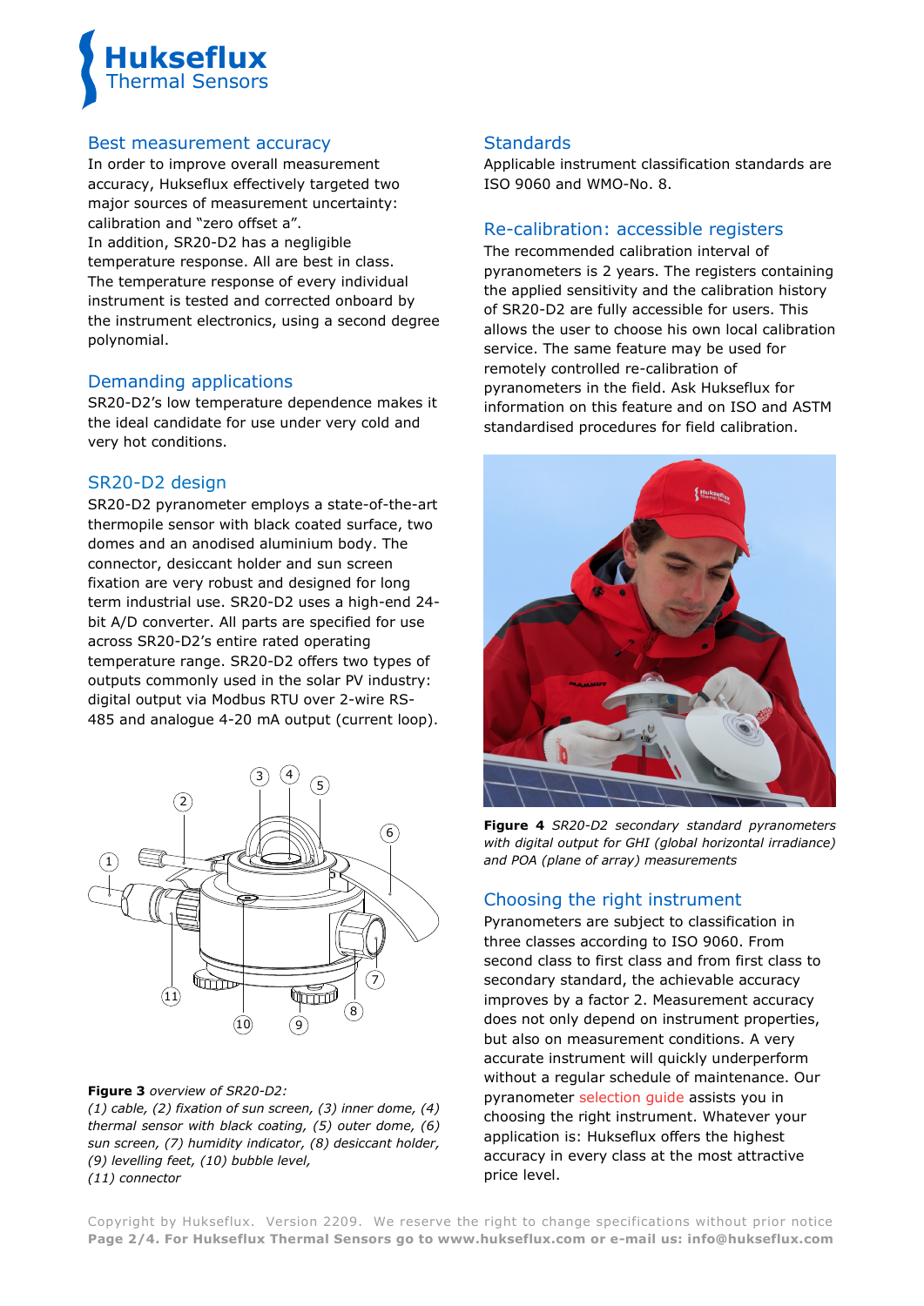## Best measurement accuracy

In order to improve overall measurement accuracy, Hukseflux effectively targeted two major sources of measurement uncertainty: calibration and "zero offset a".
In addition, SR20-D2 has a negligible temperature response. All are best in class. The temperature response of every individual instrument is tested and corrected onboard by the instrument electronics, using a second degree polynomial.

## Demanding applications

SR20-D2's low temperature dependence makes it the ideal candidate for use under very cold and very hot conditions.

## SR20-D2 design

SR20-D2 pyranometer employs a state-of-the-art thermopile sensor with black coated surface, two domes and an anodised aluminium body. The connector, desiccant holder and sun screen fixation are very robust and designed for long term industrial use. SR20-D2 uses a high-end 24-bit A/D converter. All parts are specified for use across SR20-D2's entire rated operating temperature range. SR20-D2 offers two types of outputs commonly used in the solar PV industry: digital output via Modbus RTU over 2-wire RS-485 and analogue 4-20 mA output (current loop).

**Figure 3** *overview of SR20-D2:*
*(1) cable, (2) fixation of sun screen, (3) inner dome, (4) thermal sensor with black coating, (5) outer dome, (6) sun screen, (7) humidity indicator, (8) desiccant holder, (9) levelling feet, (10) bubble level, (11) connector*

## Standards

Applicable instrument classification standards are ISO 9060 and WMO-No. 8.

## Re-calibration: accessible registers

The recommended calibration interval of pyranometers is 2 years. The registers containing the applied sensitivity and the calibration history of SR20-D2 are fully accessible for users. This allows the user to choose his own local calibration service. The same feature may be used for remotely controlled re-calibration of pyranometers in the field. Ask Hukseflux for information on this feature and on ISO and ASTM standardised procedures for field calibration.

**Figure 4** *SR20-D2 secondary standard pyranometers with digital output for GHI (global horizontal irradiance) and POA (plane of array) measurements*

## Choosing the right instrument

Pyranometers are subject to classification in three classes according to ISO 9060. From second class to first class and from first class to secondary standard, the achievable accuracy improves by a factor 2. Measurement accuracy does not only depend on instrument properties, but also on measurement conditions. A very accurate instrument will quickly underperform without a regular schedule of maintenance. Our pyranometer selection guide assists you in choosing the right instrument. Whatever your application is: Hukseflux offers the highest accuracy in every class at the most attractive price level.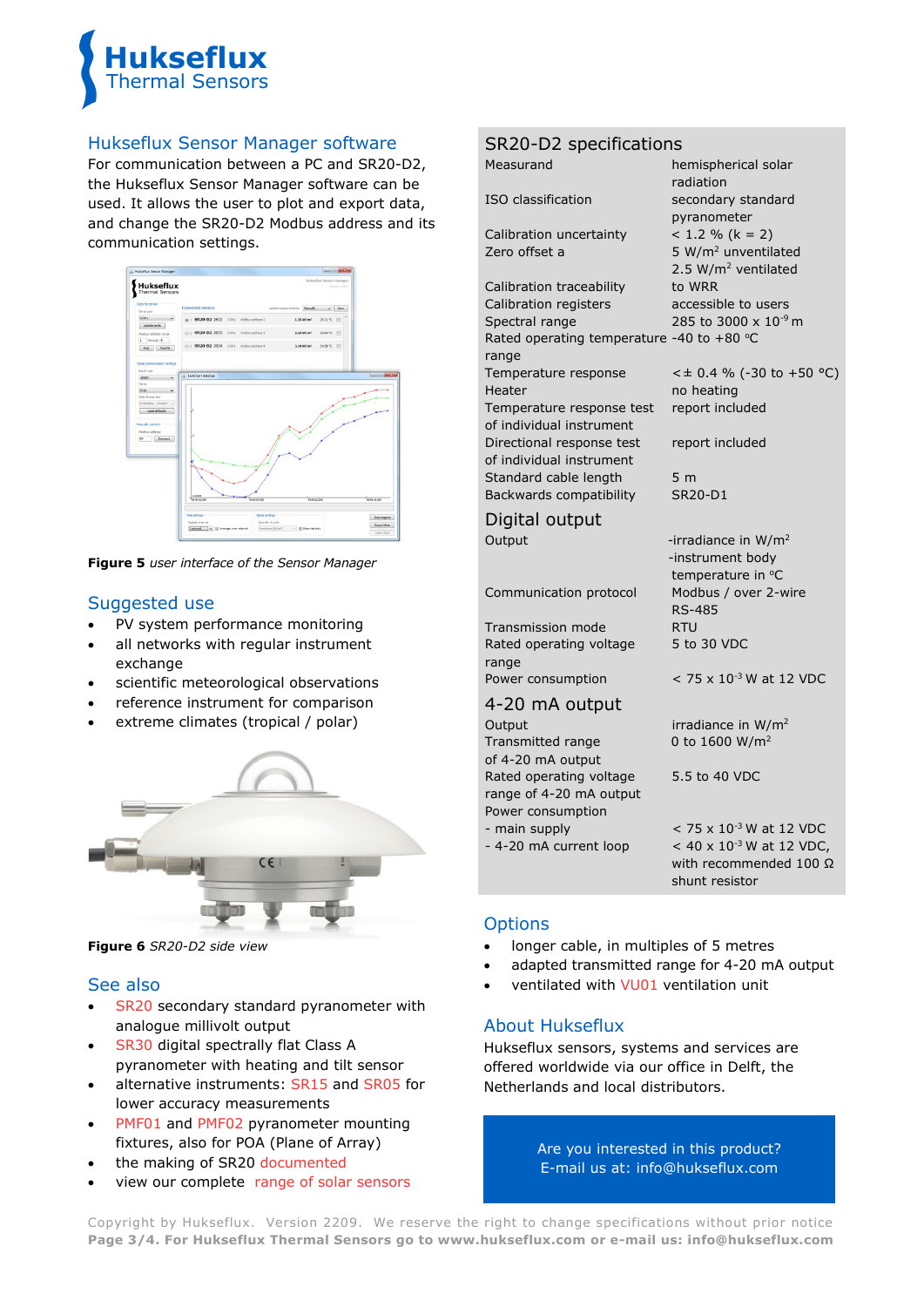## Hukseflux Sensor Manager software

For communication between a PC and SR20-D2, the Hukseflux Sensor Manager software can be used. It allows the user to plot and export data, and change the SR20-D2 Modbus address and its communication settings.

**Figure 5** *user interface of the Sensor Manager*

## Suggested use

- PV system performance monitoring
- all networks with regular instrument exchange
- scientific meteorological observations
- reference instrument for comparison
- extreme climates (tropical / polar)

**Figure 6** *SR20-D2 side view*

## See also

- SR20 secondary standard pyranometer with analogue millivolt output
- SR30 digital spectrally flat Class A pyranometer with heating and tilt sensor
- alternative instruments: SR15 and SR05 for lower accuracy measurements
- PMF01 and PMF02 pyranometer mounting fixtures, also for POA (Plane of Array)
- the making of SR20 documented
- view our complete range of solar sensors

## SR20-D2 specifications

| | |
|---|---|
| Measurand | hemispherical solar radiation |
| ISO classification | secondary standard pyranometer |
| Calibration uncertainty | < 1.2 % (k = 2) |
| Zero offset a | 5 W/m² unventilated<br>2.5 W/m² ventilated |
| Calibration traceability | to WRR |
| Calibration registers | accessible to users |
| Spectral range | 285 to 3000 x $10^{-9}$ m |
| Rated operating temperature range | -40 to +80 °C |
| Temperature response | < ± 0.4 % (-30 to +50 °C) |
| Heater | no heating |
| Temperature response test of individual instrument | report included |
| Directional response test of individual instrument | report included |
| Standard cable length | 5 m |
| Backwards compatibility | SR20-D1 |

### Digital output

| | |
|---|---|
| Output | -irradiance in W/m²<br>-instrument body temperature in °C |
| Communication protocol | Modbus / over 2-wire RS-485 |
| Transmission mode | RTU |
| Rated operating voltage range | 5 to 30 VDC |
| Power consumption | < 75 x $10^{-3}$ W at 12 VDC |

### 4-20 mA output

| | |
|---|---|
| Output | irradiance in W/m² |
| Transmitted range of 4-20 mA output | 0 to 1600 W/m² |
| Rated operating voltage range of 4-20 mA output | 5.5 to 40 VDC |
| Power consumption | |
| - main supply | < 75 x $10^{-3}$ W at 12 VDC |
| - 4-20 mA current loop | < 40 x $10^{-3}$ W at 12 VDC, with recommended 100 Ω shunt resistor |

## Options

- longer cable, in multiples of 5 metres
- adapted transmitted range for 4-20 mA output
- ventilated with VU01 ventilation unit

## About Hukseflux

Hukseflux sensors, systems and services are offered worldwide via our office in Delft, the Netherlands and local distributors.

Are you interested in this product?
E-mail us at: info@hukseflux.com

Copyright by Hukseflux. Version 2209. We reserve the right to change specifications without prior notice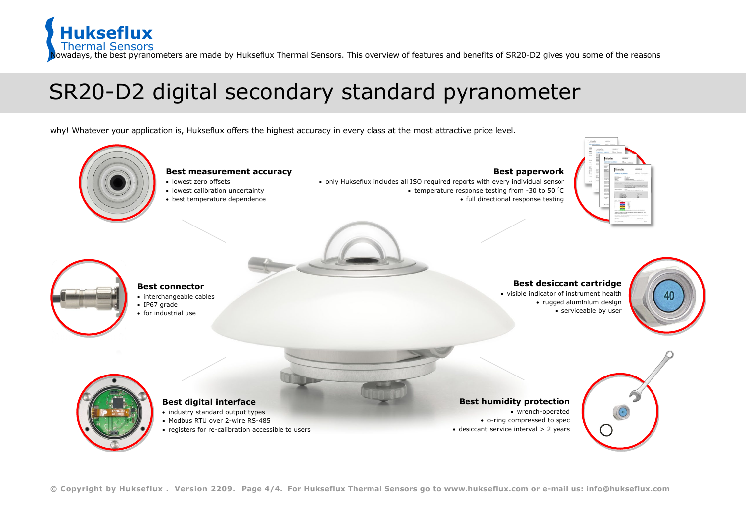Hukseflux
Thermal Sensors

Nowadays, the best pyranometers are made by Hukseflux Thermal Sensors. This overview of features and benefits of SR20-D2 gives you some of the reasons why! Whatever your application is, Hukseflux offers the highest accuracy in every class at the most attractive price level.

# SR20-D2 digital secondary standard pyranometer

**Best measurement accuracy**
- lowest zero offsets
- lowest calibration uncertainty
- best temperature dependence

**Best paperwork**
- only Hukseflux includes all ISO required reports with every individual sensor
- temperature response testing from -30 to 50 $^{0}$C
- full directional response testing

**Best connector**
- interchangeable cables
- IP67 grade
- for industrial use

**Best desiccant cartridge**
- visible indicator of instrument health
- rugged aluminium design
- serviceable by user

**Best digital interface**
- industry standard output types
- Modbus RTU over 2-wire RS-485
- registers for re-calibration accessible to users

**Best humidity protection**
- wrench-operated
- o-ring compressed to spec
- desiccant service interval > 2 years

© Copyright by Hukseflux . Version 2209. For Hukseflux Thermal Sensors go to www.hukseflux.com or e-mail us: info@hukseflux.com